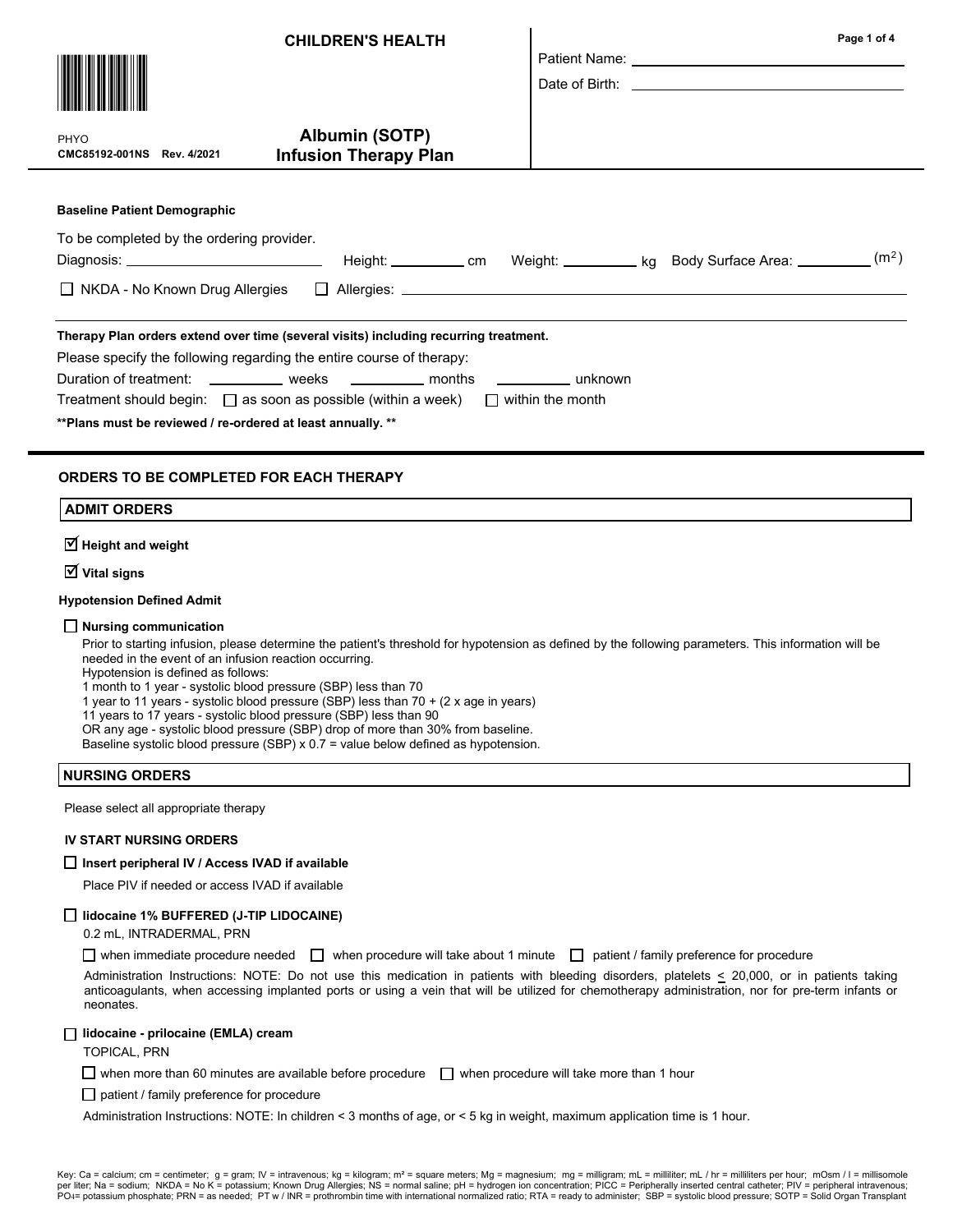# CHILDREN'S HEALTH

PHYO
**CMC85192-001NS Rev. 4/2021**

## Albumin (SOTP) Infusion Therapy Plan

Patient Name: ______________________

Date of Birth: ______________________

**Baseline Patient Demographic**

To be completed by the ordering provider.

Diagnosis: ______________________ Height: __________ cm Weight: __________ kg Body Surface Area: __________ ($m^2$)

☐ NKDA - No Known Drug Allergies ☐ Allergies: ______________________

**Therapy Plan orders extend over time (several visits) including recurring treatment.**

Please specify the following regarding the entire course of therapy:

Duration of treatment: __________ weeks __________ months __________ unknown

Treatment should begin: ☐ as soon as possible (within a week) ☐ within the month

**\*\*Plans must be reviewed / re-ordered at least annually. \*\***

## ORDERS TO BE COMPLETED FOR EACH THERAPY

### ADMIT ORDERS

☑ **Height and weight**

☑ **Vital signs**

**Hypotension Defined Admit**

☐ **Nursing communication**

Prior to starting infusion, please determine the patient's threshold for hypotension as defined by the following parameters. This information will be needed in the event of an infusion reaction occurring.
Hypotension is defined as follows:
1 month to 1 year - systolic blood pressure (SBP) less than 70
1 year to 11 years - systolic blood pressure (SBP) less than 70 + (2 x age in years)
11 years to 17 years - systolic blood pressure (SBP) less than 90
OR any age - systolic blood pressure (SBP) drop of more than 30% from baseline.
Baseline systolic blood pressure (SBP) x 0.7 = value below defined as hypotension.

### NURSING ORDERS

Please select all appropriate therapy

**IV START NURSING ORDERS**

☐ **Insert peripheral IV / Access IVAD if available**

Place PIV if needed or access IVAD if available

☐ **lidocaine 1% BUFFERED (J-TIP LIDOCAINE)**

0.2 mL, INTRADERMAL, PRN

☐ when immediate procedure needed ☐ when procedure will take about 1 minute ☐ patient / family preference for procedure

Administration Instructions: NOTE: Do not use this medication in patients with bleeding disorders, platelets $\leq$ 20,000, or in patients taking anticoagulants, when accessing implanted ports or using a vein that will be utilized for chemotherapy administration, nor for pre-term infants or neonates.

☐ **lidocaine - prilocaine (EMLA) cream**

TOPICAL, PRN

☐ when more than 60 minutes are available before procedure ☐ when procedure will take more than 1 hour

☐ patient / family preference for procedure

Administration Instructions: NOTE: In children < 3 months of age, or < 5 kg in weight, maximum application time is 1 hour.

Key: Ca = calcium; cm = centimeter; g = gram; IV = intravenous; kg = kilogram; m² = square meters; Mg = magnesium; mg = milligram; mL = milliliter; mL / hr = milliliters per hour; mOsm / l = millisomole per liter; Na = sodium; NKDA = No K = potassium; Known Drug Allergies; NS = normal saline; pH = hydrogen ion concentration; PICC = Peripherally inserted central catheter; PIV = peripheral intravenous; $PO_4$= potassium phosphate; PRN = as needed; PT w / INR = prothrombin time with international normalized ratio; RTA = ready to administer; SBP = systolic blood pressure; SOTP = Solid Organ Transplant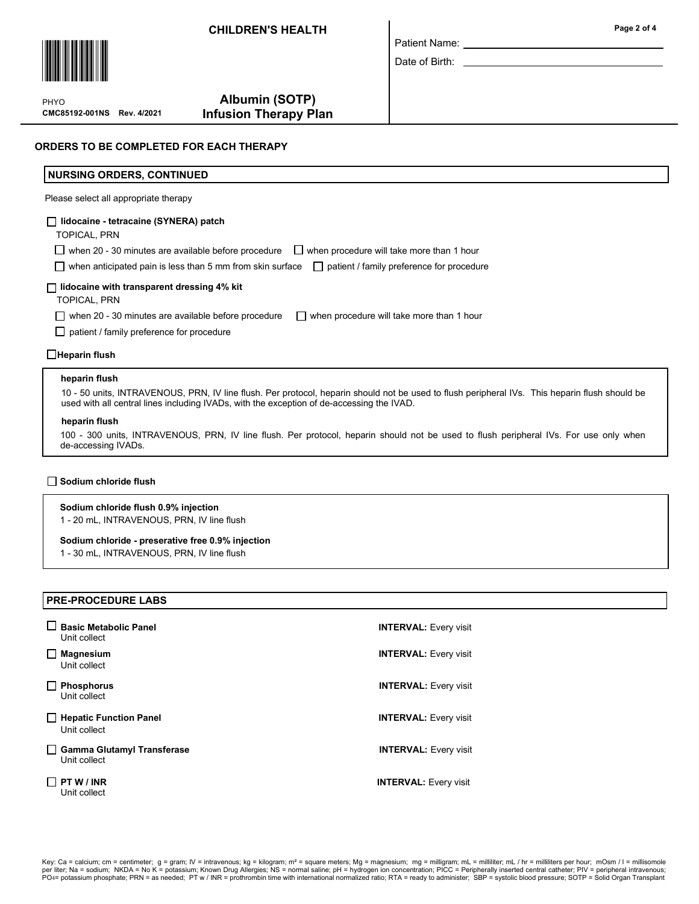# Albumin (SOTP) Infusion Therapy Plan

CHILDREN'S HEALTH

PHYO
CMC85192-001NS Rev. 4/2021

Patient Name: 

Date of Birth: 

## ORDERS TO BE COMPLETED FOR EACH THERAPY

### NURSING ORDERS, CONTINUED

Please select all appropriate therapy

☐ **lidocaine - tetracaine (SYNERA) patch**
TOPICAL, PRN

- ☐ when 20 - 30 minutes are available before procedure
- ☐ when procedure will take more than 1 hour
- ☐ when anticipated pain is less than 5 mm from skin surface
- ☐ patient / family preference for procedure

☐ **lidocaine with transparent dressing 4% kit**
TOPICAL, PRN

- ☐ when 20 - 30 minutes are available before procedure
- ☐ when procedure will take more than 1 hour
- ☐ patient / family preference for procedure

☐ **Heparin flush**

**heparin flush**
10 - 50 units, INTRAVENOUS, PRN, IV line flush. Per protocol, heparin should not be used to flush peripheral IVs. This heparin flush should be used with all central lines including IVADs, with the exception of de-accessing the IVAD.

**heparin flush**
100 - 300 units, INTRAVENOUS, PRN, IV line flush. Per protocol, heparin should not be used to flush peripheral IVs. For use only when de-accessing IVADs.

☐ **Sodium chloride flush**

**Sodium chloride flush 0.9% injection**
1 - 20 mL, INTRAVENOUS, PRN, IV line flush

**Sodium chloride - preserative free 0.9% injection**
1 - 30 mL, INTRAVENOUS, PRN, IV line flush

### PRE-PROCEDURE LABS

| Lab | Interval |
|---|---|
| ☐ **Basic Metabolic Panel**<br>Unit collect | **INTERVAL:** Every visit |
| ☐ **Magnesium**<br>Unit collect | **INTERVAL:** Every visit |
| ☐ **Phosphorus**<br>Unit collect | **INTERVAL:** Every visit |
| ☐ **Hepatic Function Panel**<br>Unit collect | **INTERVAL:** Every visit |
| ☐ **Gamma Glutamyl Transferase**<br>Unit collect | **INTERVAL:** Every visit |
| ☐ **PT W / INR**<br>Unit collect | **INTERVAL:** Every visit |

Key: Ca = calcium; cm = centimeter; g = gram; IV = intravenous; kg = kilogram; m² = square meters; Mg = magnesium; mg = milligram; mL = milliliter; mL / hr = milliliters per hour; mOsm / l = millisomole per liter; Na = sodium; NKDA = No K = potassium; Known Drug Allergies; NS = normal saline; pH = hydrogen ion concentration; PICC = Peripherally inserted central catheter; PIV = peripheral intravenous; $PO_4$ = potassium phosphate; PRN = as needed; PT w / INR = prothrombin time with international normalized ratio; RTA = ready to administer; SBP = systolic blood pressure; SOTP = Solid Organ Transplant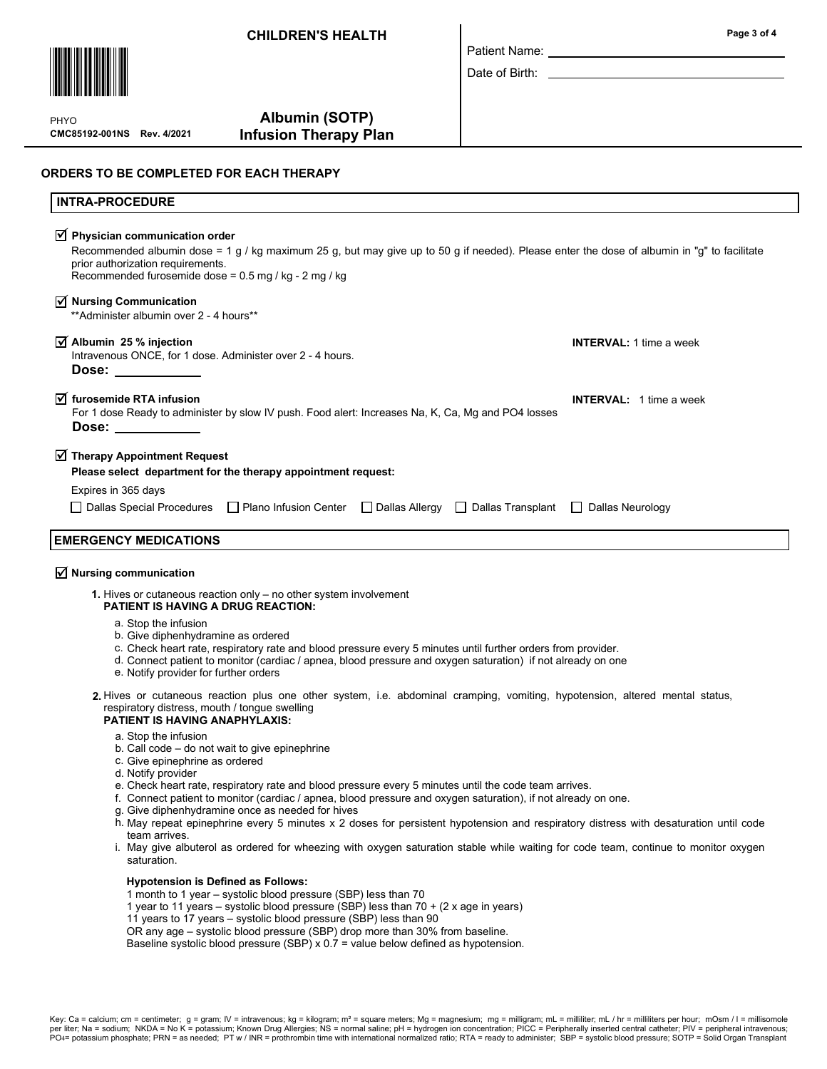# CHILDREN'S HEALTH

PHYO
CMC85192-001NS Rev. 4/2021

## Albumin (SOTP) Infusion Therapy Plan

Patient Name: \_\_\_\_\_\_\_\_\_\_\_\_\_\_\_\_\_\_\_\_

Date of Birth: \_\_\_\_\_\_\_\_\_\_\_\_\_\_\_\_\_\_\_\_

## ORDERS TO BE COMPLETED FOR EACH THERAPY

### INTRA-PROCEDURE

☑ **Physician communication order**

Recommended albumin dose = 1 g / kg maximum 25 g, but may give up to 50 g if needed). Please enter the dose of albumin in "g" to facilitate prior authorization requirements.
Recommended furosemide dose = 0.5 mg / kg - 2 mg / kg

☑ **Nursing Communication**

**Administer albumin over 2 - 4 hours**

☑ **Albumin 25 % injection** — **INTERVAL:** 1 time a week

Intravenous ONCE, for 1 dose. Administer over 2 - 4 hours.

**Dose:** \_\_\_\_\_\_\_\_\_\_

☑ **furosemide RTA infusion** — **INTERVAL:** 1 time a week

For 1 dose Ready to administer by slow IV push. Food alert: Increases Na, K, Ca, Mg and PO4 losses

**Dose:** \_\_\_\_\_\_\_\_\_\_

☑ **Therapy Appointment Request**

**Please select department for the therapy appointment request:**

Expires in 365 days

☐ Dallas Special Procedures ☐ Plano Infusion Center ☐ Dallas Allergy ☐ Dallas Transplant ☐ Dallas Neurology

### EMERGENCY MEDICATIONS

☑ **Nursing communication**

1. Hives or cutaneous reaction only – no other system involvement
   **PATIENT IS HAVING A DRUG REACTION:**
   a. Stop the infusion
   b. Give diphenhydramine as ordered
   c. Check heart rate, respiratory rate and blood pressure every 5 minutes until further orders from provider.
   d. Connect patient to monitor (cardiac / apnea, blood pressure and oxygen saturation) if not already on one
   e. Notify provider for further orders

2. Hives or cutaneous reaction plus one other system, i.e. abdominal cramping, vomiting, hypotension, altered mental status, respiratory distress, mouth / tongue swelling
   **PATIENT IS HAVING ANAPHYLAXIS:**
   a. Stop the infusion
   b. Call code – do not wait to give epinephrine
   c. Give epinephrine as ordered
   d. Notify provider
   e. Check heart rate, respiratory rate and blood pressure every 5 minutes until the code team arrives.
   f. Connect patient to monitor (cardiac / apnea, blood pressure and oxygen saturation), if not already on one.
   g. Give diphenhydramine once as needed for hives
   h. May repeat epinephrine every 5 minutes x 2 doses for persistent hypotension and respiratory distress with desaturation until code team arrives.
   i. May give albuterol as ordered for wheezing with oxygen saturation stable while waiting for code team, continue to monitor oxygen saturation.

   **Hypotension is Defined as Follows:**
   1 month to 1 year – systolic blood pressure (SBP) less than 70
   1 year to 11 years – systolic blood pressure (SBP) less than 70 + (2 x age in years)
   11 years to 17 years – systolic blood pressure (SBP) less than 90
   OR any age – systolic blood pressure (SBP) drop more than 30% from baseline.
   Baseline systolic blood pressure (SBP) x 0.7 = value below defined as hypotension.

Key: Ca = calcium; cm = centimeter; g = gram; IV = intravenous; kg = kilogram; m² = square meters; Mg = magnesium; mg = milligram; mL = milliliter; mL / hr = milliliters per hour; mOsm / l = millisomole per liter; Na = sodium; NKDA = No K = potassium; Known Drug Allergies; NS = normal saline; pH = hydrogen ion concentration; PICC = Peripherally inserted central catheter; PIV = peripheral intravenous; $PO_4$= potassium phosphate; PRN = as needed; PT w / INR = prothrombin time with international normalized ratio; RTA = ready to administer; SBP = systolic blood pressure; SOTP = Solid Organ Transplant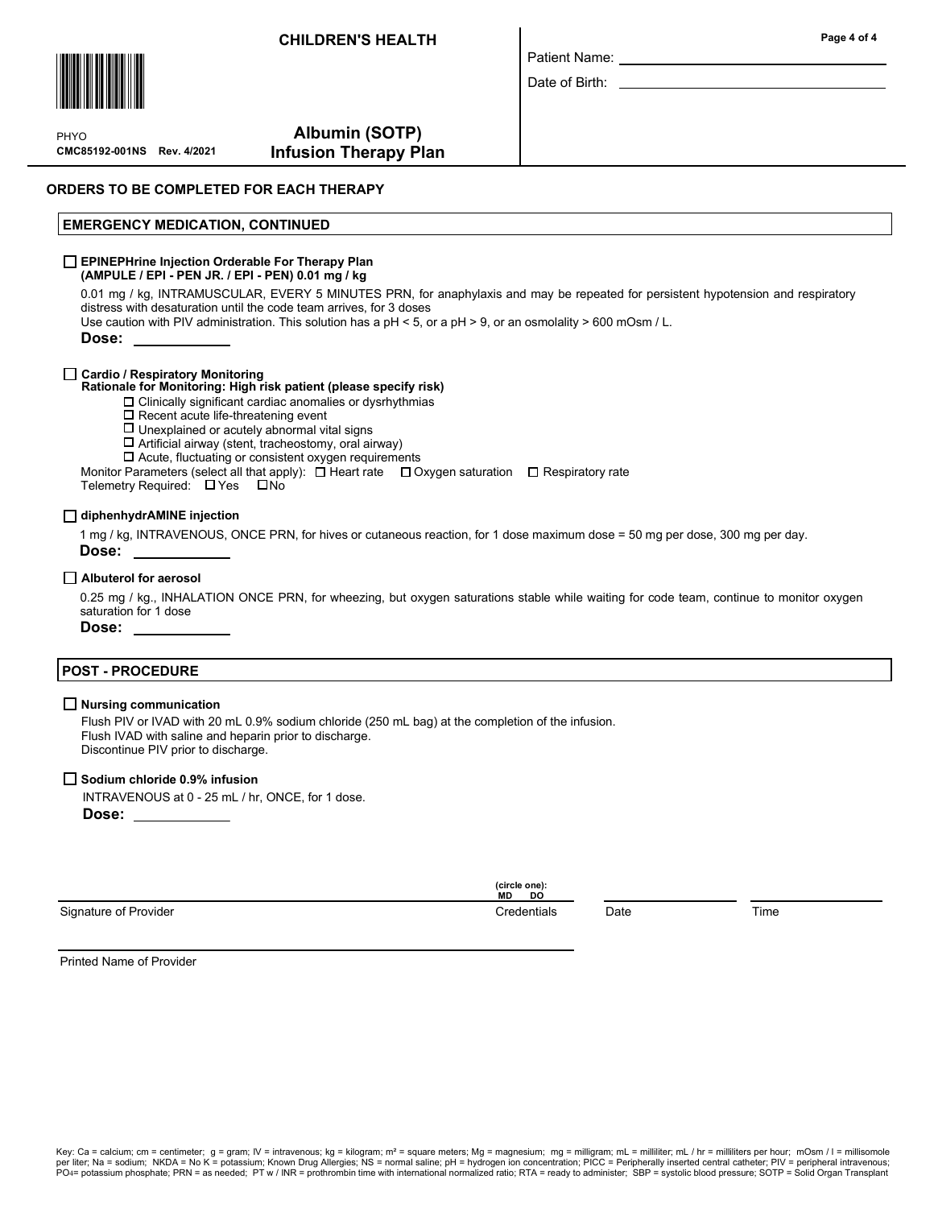CHILDREN'S HEALTH

PHYO
**CMC85192-001NS Rev. 4/2021**

# Albumin (SOTP) Infusion Therapy Plan

Patient Name: ______________________

Date of Birth: ______________________

## ORDERS TO BE COMPLETED FOR EACH THERAPY

### EMERGENCY MEDICATION, CONTINUED

☐ **EPINEPHrine Injection Orderable For Therapy Plan (AMPULE / EPI - PEN JR. / EPI - PEN) 0.01 mg / kg**

0.01 mg / kg, INTRAMUSCULAR, EVERY 5 MINUTES PRN, for anaphylaxis and may be repeated for persistent hypotension and respiratory distress with desaturation until the code team arrives, for 3 doses
Use caution with PIV administration. This solution has a pH < 5, or a pH > 9, or an osmolality > 600 mOsm / L.

**Dose:** ____________

☐ **Cardio / Respiratory Monitoring**
**Rationale for Monitoring: High risk patient (please specify risk)**

- ☐ Clinically significant cardiac anomalies or dysrhythmias
- ☐ Recent acute life-threatening event
- ☐ Unexplained or acutely abnormal vital signs
- ☐ Artificial airway (stent, tracheostomy, oral airway)
- ☐ Acute, fluctuating or consistent oxygen requirements

Monitor Parameters (select all that apply): ☐ Heart rate ☐ Oxygen saturation ☐ Respiratory rate
Telemetry Required: ☐ Yes ☐ No

☐ **diphenhydrAMINE injection**

1 mg / kg, INTRAVENOUS, ONCE PRN, for hives or cutaneous reaction, for 1 dose maximum dose = 50 mg per dose, 300 mg per day.

**Dose:** ____________

☐ **Albuterol for aerosol**

0.25 mg / kg., INHALATION ONCE PRN, for wheezing, but oxygen saturations stable while waiting for code team, continue to monitor oxygen saturation for 1 dose

**Dose:** ____________

### POST - PROCEDURE

☐ **Nursing communication**

Flush PIV or IVAD with 20 mL 0.9% sodium chloride (250 mL bag) at the completion of the infusion.
Flush IVAD with saline and heparin prior to discharge.
Discontinue PIV prior to discharge.

☐ **Sodium chloride 0.9% infusion**

INTRAVENOUS at 0 - 25 mL / hr, ONCE, for 1 dose.

**Dose:** ____________

| Signature of Provider | Credentials (circle one): MD DO | Date | Time |
|---|---|---|---|
| | | | |

Printed Name of Provider: ______________________

Key: Ca = calcium; cm = centimeter; g = gram; IV = intravenous; kg = kilogram; m² = square meters; Mg = magnesium; mg = milligram; mL = milliliter; mL / hr = milliliters per hour; mOsm / l = millisomole per liter; Na = sodium; NKDA = No K = potassium; Known Drug Allergies; NS = normal saline; pH = hydrogen ion concentration; PICC = Peripherally inserted central catheter; PIV = peripheral intravenous; $PO_4$= potassium phosphate; PRN = as needed; PT w / INR = prothrombin time with international normalized ratio; RTA = ready to administer; SBP = systolic blood pressure; SOTP = Solid Organ Transplant